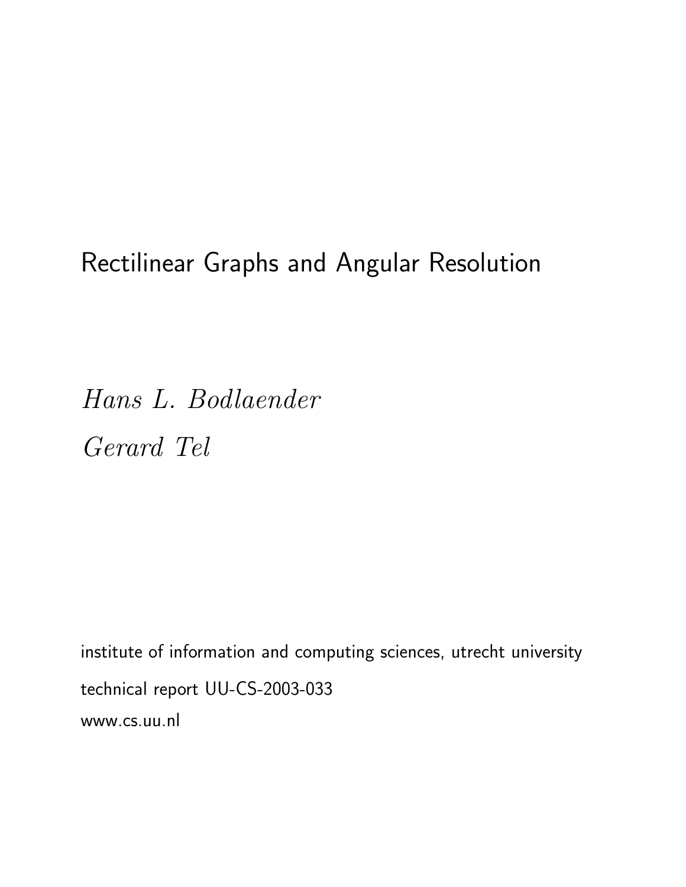# Rectilinear Graphs and Angular Resolution

*Hans L. Bodlaender*

*Gerard Tel*

institute of information and computing sciences, utrecht university

technical report UU-CS-2003-033

www.cs.uu.nl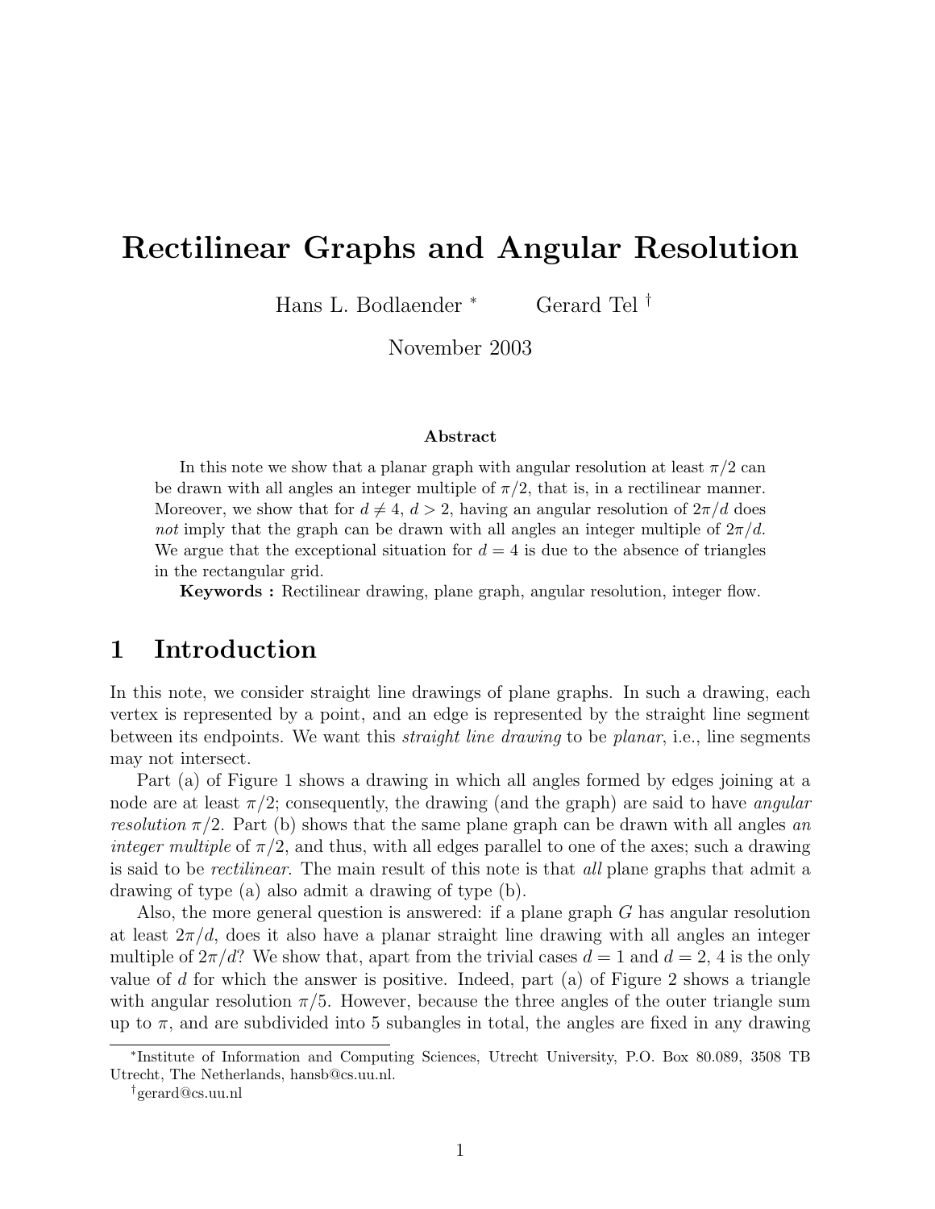# Rectilinear Graphs and Angular Resolution

Hans L. Bodlaender [*] Gerard Tel [†]

November 2003

### Abstract

In this note we show that a planar graph with angular resolution at least $\pi/2$ can be drawn with all angles an integer multiple of $\pi/2$, that is, in a rectilinear manner. Moreover, we show that for $d \neq 4$, $d > 2$, having an angular resolution of $2\pi/d$ does *not* imply that the graph can be drawn with all angles an integer multiple of $2\pi/d$. We argue that the exceptional situation for $d = 4$ is due to the absence of triangles in the rectangular grid.

**Keywords :** Rectilinear drawing, plane graph, angular resolution, integer flow.

## 1 Introduction

In this note, we consider straight line drawings of plane graphs. In such a drawing, each vertex is represented by a point, and an edge is represented by the straight line segment between its endpoints. We want this *straight line drawing* to be *planar*, i.e., line segments may not intersect.

Part (a) of Figure 1 shows a drawing in which all angles formed by edges joining at a node are at least $\pi/2$; consequently, the drawing (and the graph) are said to have *angular resolution* $\pi/2$. Part (b) shows that the same plane graph can be drawn with all angles *an integer multiple* of $\pi/2$, and thus, with all edges parallel to one of the axes; such a drawing is said to be *rectilinear*. The main result of this note is that *all* plane graphs that admit a drawing of type (a) also admit a drawing of type (b).

Also, the more general question is answered: if a plane graph $G$ has angular resolution at least $2\pi/d$, does it also have a planar straight line drawing with all angles an integer multiple of $2\pi/d$? We show that, apart from the trivial cases $d = 1$ and $d = 2$, 4 is the only value of $d$ for which the answer is positive. Indeed, part (a) of Figure 2 shows a triangle with angular resolution $\pi/5$. However, because the three angles of the outer triangle sum up to $\pi$, and are subdivided into 5 subangles in total, the angles are fixed in any drawing

---

[*] Institute of Information and Computing Sciences, Utrecht University, P.O. Box 80.089, 3508 TB Utrecht, The Netherlands, hansb@cs.uu.nl.

[†] gerard@cs.uu.nl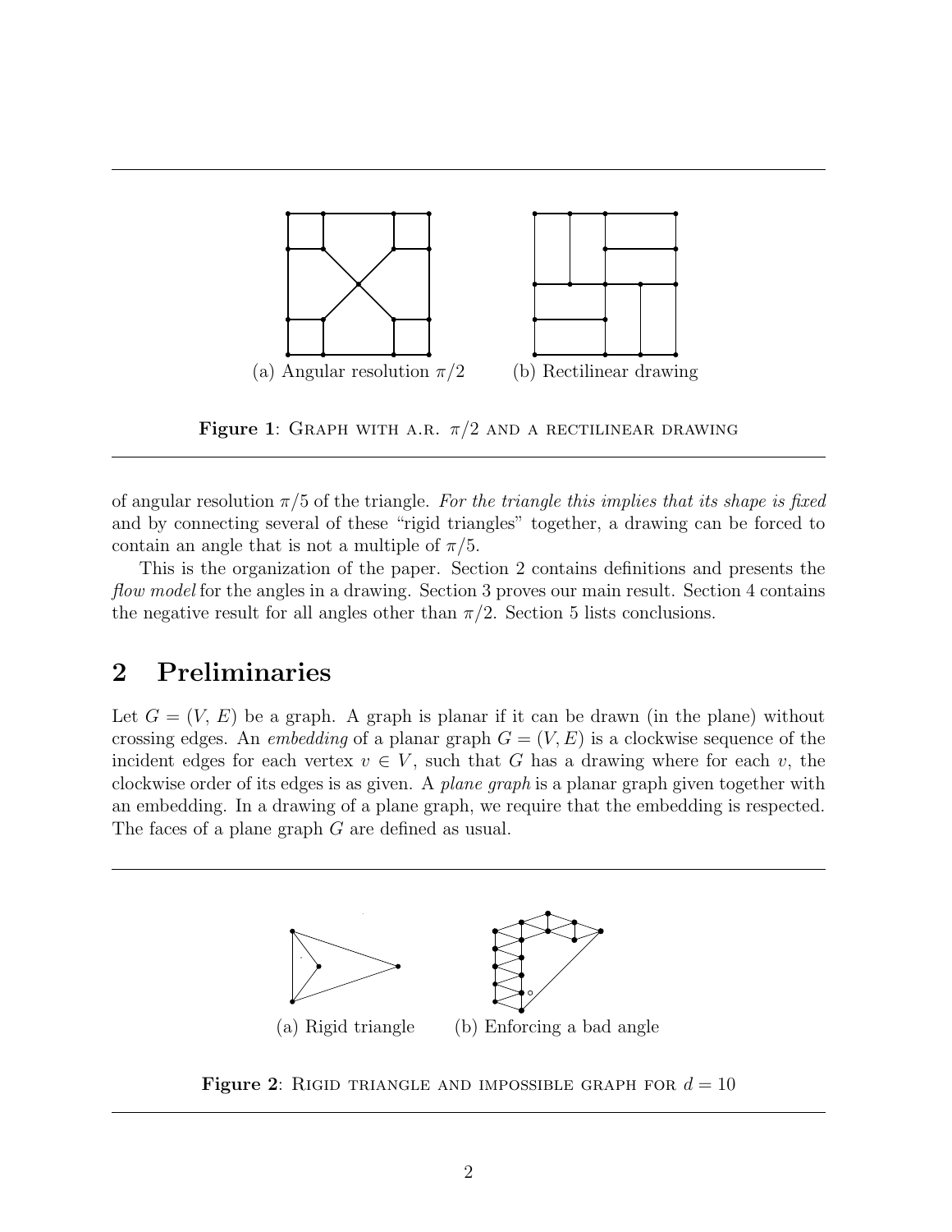(a) Angular resolution $\pi/2$ (b) Rectilinear drawing

**Figure 1**: Graph with a.r. $\pi/2$ and a rectilinear drawing

of angular resolution $\pi/5$ of the triangle. *For the triangle this implies that its shape is fixed* and by connecting several of these "rigid triangles" together, a drawing can be forced to contain an angle that is not a multiple of $\pi/5$.

This is the organization of the paper. Section 2 contains definitions and presents the *flow model* for the angles in a drawing. Section 3 proves our main result. Section 4 contains the negative result for all angles other than $\pi/2$. Section 5 lists conclusions.

## 2 Preliminaries

Let $G = (V, E)$ be a graph. A graph is planar if it can be drawn (in the plane) without crossing edges. An *embedding* of a planar graph $G = (V, E)$ is a clockwise sequence of the incident edges for each vertex $v \in V$, such that $G$ has a drawing where for each $v$, the clockwise order of its edges is as given. A *plane graph* is a planar graph given together with an embedding. In a drawing of a plane graph, we require that the embedding is respected. The faces of a plane graph $G$ are defined as usual.

(a) Rigid triangle (b) Enforcing a bad angle

**Figure 2**: Rigid triangle and impossible graph for $d = 10$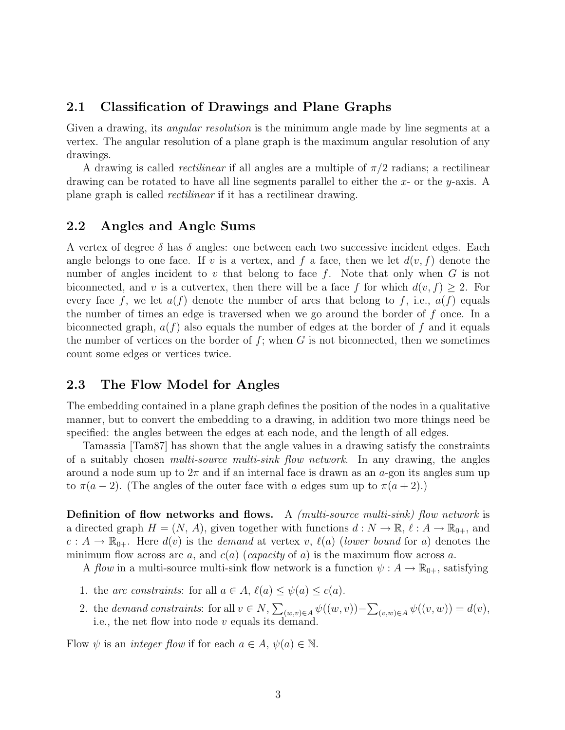## 2.1 Classification of Drawings and Plane Graphs

Given a drawing, its *angular resolution* is the minimum angle made by line segments at a vertex. The angular resolution of a plane graph is the maximum angular resolution of any drawings.

A drawing is called *rectilinear* if all angles are a multiple of $\pi/2$ radians; a rectilinear drawing can be rotated to have all line segments parallel to either the $x$- or the $y$-axis. A plane graph is called *rectilinear* if it has a rectilinear drawing.

## 2.2 Angles and Angle Sums

A vertex of degree $\delta$ has $\delta$ angles: one between each two successive incident edges. Each angle belongs to one face. If $v$ is a vertex, and $f$ a face, then we let $d(v, f)$ denote the number of angles incident to $v$ that belong to face $f$. Note that only when $G$ is not biconnected, and $v$ is a cutvertex, then there will be a face $f$ for which $d(v, f) \geq 2$. For every face $f$, we let $a(f)$ denote the number of arcs that belong to $f$, i.e., $a(f)$ equals the number of times an edge is traversed when we go around the border of $f$ once. In a biconnected graph, $a(f)$ also equals the number of edges at the border of $f$ and it equals the number of vertices on the border of $f$; when $G$ is not biconnected, then we sometimes count some edges or vertices twice.

## 2.3 The Flow Model for Angles

The embedding contained in a plane graph defines the position of the nodes in a qualitative manner, but to convert the embedding to a drawing, in addition two more things need be specified: the angles between the edges at each node, and the length of all edges.

Tamassia [Tam87] has shown that the angle values in a drawing satisfy the constraints of a suitably chosen *multi-source multi-sink flow network*. In any drawing, the angles around a node sum up to $2\pi$ and if an internal face is drawn as an $a$-gon its angles sum up to $\pi(a-2)$. (The angles of the outer face with $a$ edges sum up to $\pi(a+2)$.)

**Definition of flow networks and flows.** A *(multi-source multi-sink) flow network* is a directed graph $H = (N, A)$, given together with functions $d : N \to \mathbb{R}$, $\ell : A \to \mathbb{R}_{0+}$, and $c : A \to \mathbb{R}_{0+}$. Here $d(v)$ is the *demand* at vertex $v$, $\ell(a)$ (*lower bound* for $a$) denotes the minimum flow across arc $a$, and $c(a)$ (*capacity* of $a$) is the maximum flow across $a$.

A *flow* in a multi-source multi-sink flow network is a function $\psi : A \to \mathbb{R}_{0+}$, satisfying

1. the *arc constraints*: for all $a \in A$, $\ell(a) \leq \psi(a) \leq c(a)$.
2. the *demand constraints*: for all $v \in N$, $\sum_{(w,v)\in A} \psi((w, v)) - \sum_{(v,w)\in A} \psi((v, w)) = d(v)$, i.e., the net flow into node $v$ equals its demand.

Flow $\psi$ is an *integer flow* if for each $a \in A$, $\psi(a) \in \mathbb{N}$.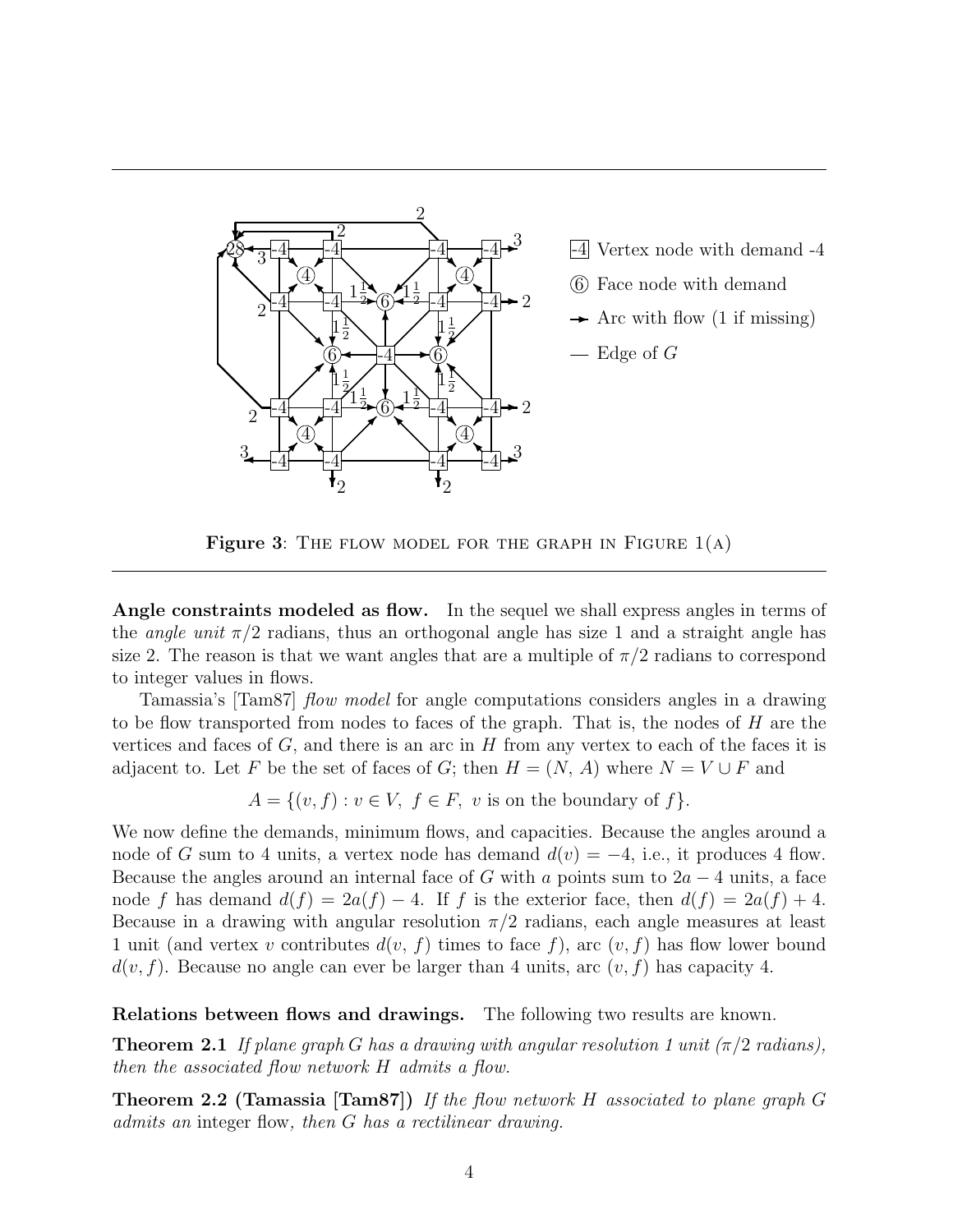**Figure 3**: THE FLOW MODEL FOR THE GRAPH IN FIGURE 1(A)

**Angle constraints modeled as flow.** In the sequel we shall express angles in terms of the *angle unit* $\pi/2$ radians, thus an orthogonal angle has size 1 and a straight angle has size 2. The reason is that we want angles that are a multiple of $\pi/2$ radians to correspond to integer values in flows.

Tamassia's [Tam87] *flow model* for angle computations considers angles in a drawing to be flow transported from nodes to faces of the graph. That is, the nodes of $H$ are the vertices and faces of $G$, and there is an arc in $H$ from any vertex to each of the faces it is adjacent to. Let $F$ be the set of faces of $G$; then $H = (N, A)$ where $N = V \cup F$ and

$$A = \{(v, f) : v \in V,\ f \in F,\ v \text{ is on the boundary of } f\}.$$

We now define the demands, minimum flows, and capacities. Because the angles around a node of $G$ sum to 4 units, a vertex node has demand $d(v) = -4$, i.e., it produces 4 flow. Because the angles around an internal face of $G$ with $a$ points sum to $2a - 4$ units, a face node $f$ has demand $d(f) = 2a(f) - 4$. If $f$ is the exterior face, then $d(f) = 2a(f) + 4$. Because in a drawing with angular resolution $\pi/2$ radians, each angle measures at least 1 unit (and vertex $v$ contributes $d(v, f)$ times to face $f$), arc $(v, f)$ has flow lower bound $d(v, f)$. Because no angle can ever be larger than 4 units, arc $(v, f)$ has capacity 4.

**Relations between flows and drawings.** The following two results are known.

**Theorem 2.1** *If plane graph $G$ has a drawing with angular resolution 1 unit ($\pi/2$ radians), then the associated flow network $H$ admits a flow.*

**Theorem 2.2 (Tamassia [Tam87])** *If the flow network $H$ associated to plane graph $G$ admits an* integer flow*, then $G$ has a rectilinear drawing.*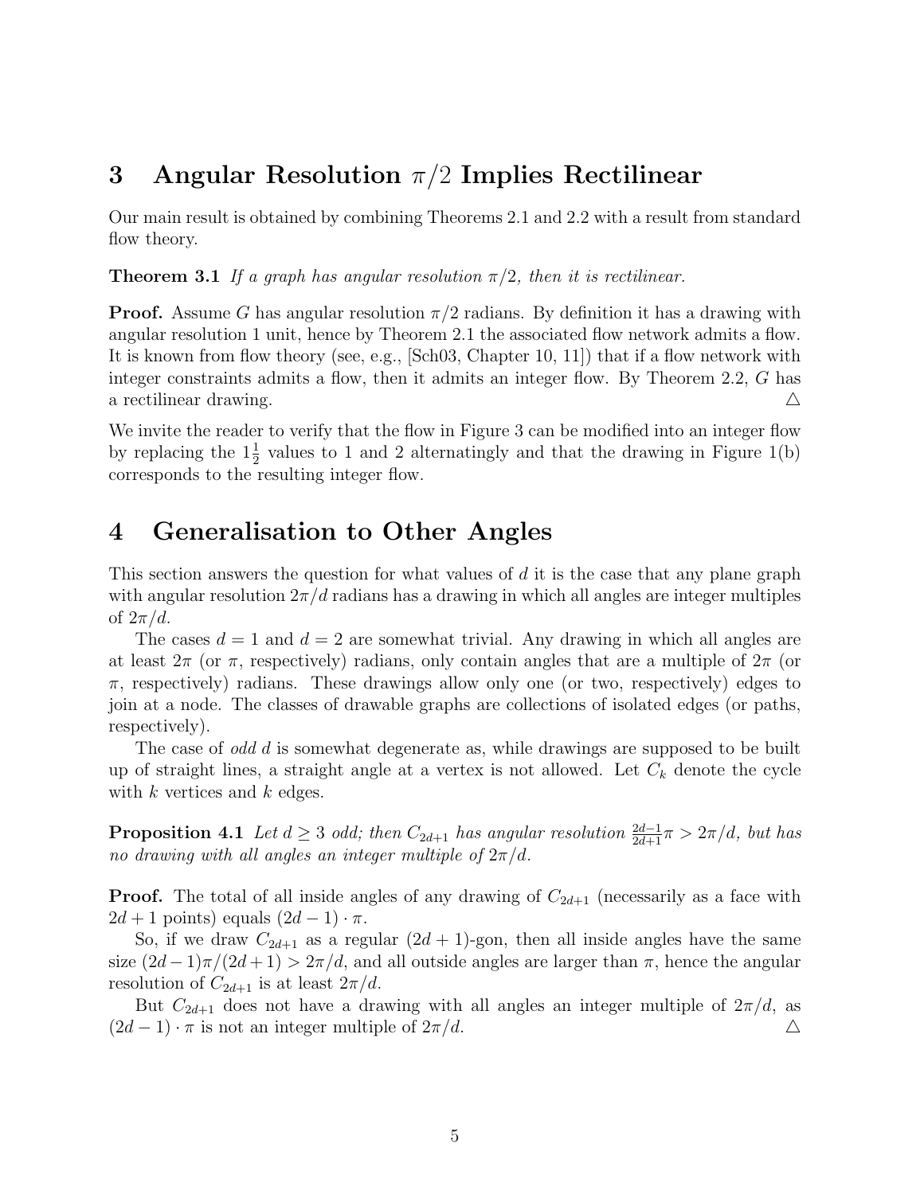## 3 Angular Resolution $\pi/2$ Implies Rectilinear

Our main result is obtained by combining Theorems 2.1 and 2.2 with a result from standard flow theory.

**Theorem 3.1** *If a graph has angular resolution $\pi/2$, then it is rectilinear.*

**Proof.** Assume $G$ has angular resolution $\pi/2$ radians. By definition it has a drawing with angular resolution 1 unit, hence by Theorem 2.1 the associated flow network admits a flow. It is known from flow theory (see, e.g., [Sch03, Chapter 10, 11]) that if a flow network with integer constraints admits a flow, then it admits an integer flow. By Theorem 2.2, $G$ has a rectilinear drawing. △

We invite the reader to verify that the flow in Figure 3 can be modified into an integer flow by replacing the $1\frac{1}{2}$ values to 1 and 2 alternatingly and that the drawing in Figure 1(b) corresponds to the resulting integer flow.

## 4 Generalisation to Other Angles

This section answers the question for what values of $d$ it is the case that any plane graph with angular resolution $2\pi/d$ radians has a drawing in which all angles are integer multiples of $2\pi/d$.

The cases $d = 1$ and $d = 2$ are somewhat trivial. Any drawing in which all angles are at least $2\pi$ (or $\pi$, respectively) radians, only contain angles that are a multiple of $2\pi$ (or $\pi$, respectively) radians. These drawings allow only one (or two, respectively) edges to join at a node. The classes of drawable graphs are collections of isolated edges (or paths, respectively).

The case of *odd d* is somewhat degenerate as, while drawings are supposed to be built up of straight lines, a straight angle at a vertex is not allowed. Let $C_k$ denote the cycle with $k$ vertices and $k$ edges.

**Proposition 4.1** *Let $d \geq 3$ odd; then $C_{2d+1}$ has angular resolution $\frac{2d-1}{2d+1}\pi > 2\pi/d$, but has no drawing with all angles an integer multiple of $2\pi/d$.*

**Proof.** The total of all inside angles of any drawing of $C_{2d+1}$ (necessarily as a face with $2d + 1$ points) equals $(2d - 1) \cdot \pi$.

So, if we draw $C_{2d+1}$ as a regular $(2d + 1)$-gon, then all inside angles have the same size $(2d-1)\pi/(2d+1) > 2\pi/d$, and all outside angles are larger than $\pi$, hence the angular resolution of $C_{2d+1}$ is at least $2\pi/d$.

But $C_{2d+1}$ does not have a drawing with all angles an integer multiple of $2\pi/d$, as $(2d - 1) \cdot \pi$ is not an integer multiple of $2\pi/d$. △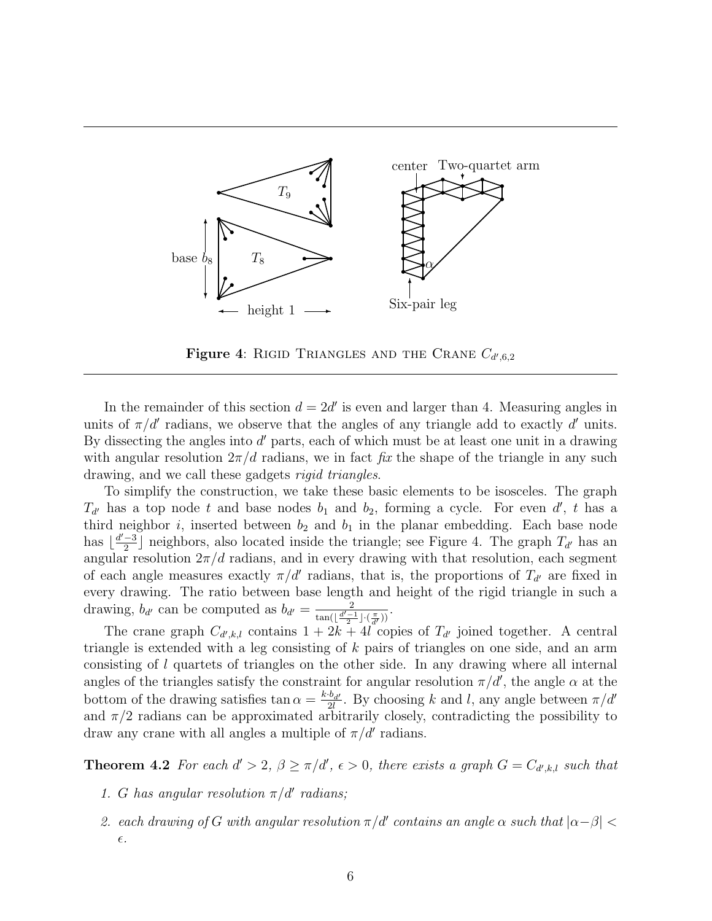**Figure 4**: Rigid Triangles and the Crane $C_{d',6,2}$

In the remainder of this section $d = 2d'$ is even and larger than 4. Measuring angles in units of $\pi/d'$ radians, we observe that the angles of any triangle add to exactly $d'$ units. By dissecting the angles into $d'$ parts, each of which must be at least one unit in a drawing with angular resolution $2\pi/d$ radians, we in fact *fix* the shape of the triangle in any such drawing, and we call these gadgets *rigid triangles*.

To simplify the construction, we take these basic elements to be isosceles. The graph $T_{d'}$ has a top node $t$ and base nodes $b_1$ and $b_2$, forming a cycle. For even $d'$, $t$ has a third neighbor $i$, inserted between $b_2$ and $b_1$ in the planar embedding. Each base node has $\lfloor \frac{d'-3}{2} \rfloor$ neighbors, also located inside the triangle; see Figure 4. The graph $T_{d'}$ has an angular resolution $2\pi/d$ radians, and in every drawing with that resolution, each segment of each angle measures exactly $\pi/d'$ radians, that is, the proportions of $T_{d'}$ are fixed in every drawing. The ratio between base length and height of the rigid triangle in such a drawing, $b_{d'}$ can be computed as $b_{d'} = \frac{2}{\tan(\lfloor \frac{d'-1}{2} \rfloor \cdot (\frac{\pi}{d'}))}$.

The crane graph $C_{d',k,l}$ contains $1 + 2k + 4l$ copies of $T_{d'}$ joined together. A central triangle is extended with a leg consisting of $k$ pairs of triangles on one side, and an arm consisting of $l$ quartets of triangles on the other side. In any drawing where all internal angles of the triangles satisfy the constraint for angular resolution $\pi/d'$, the angle $\alpha$ at the bottom of the drawing satisfies $\tan \alpha = \frac{k \cdot b_{d'}}{2l}$. By choosing $k$ and $l$, any angle between $\pi/d'$ and $\pi/2$ radians can be approximated arbitrarily closely, contradicting the possibility to draw any crane with all angles a multiple of $\pi/d'$ radians.

**Theorem 4.2** *For each $d' > 2$, $\beta \geq \pi/d'$, $\epsilon > 0$, there exists a graph $G = C_{d',k,l}$ such that*

1. *$G$ has angular resolution $\pi/d'$ radians;*
2. *each drawing of $G$ with angular resolution $\pi/d'$ contains an angle $\alpha$ such that $|\alpha - \beta| < \epsilon$.*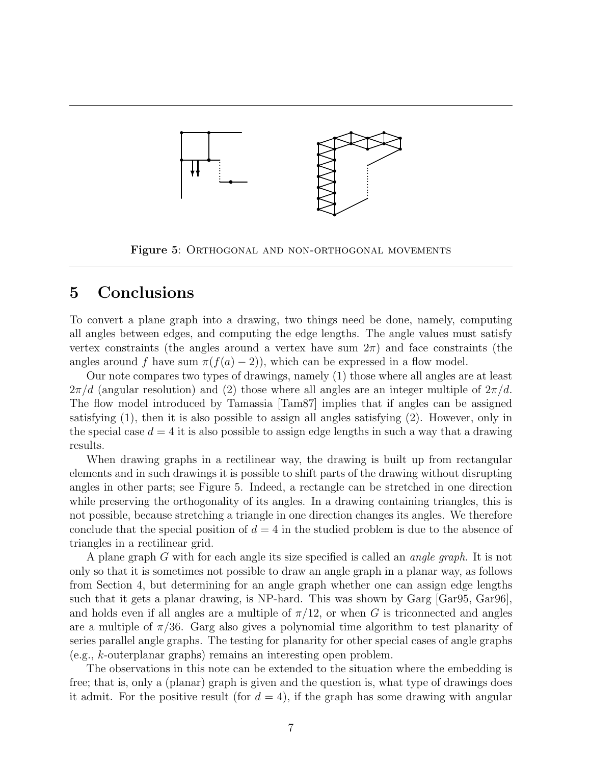**Figure 5**: ORTHOGONAL AND NON-ORTHOGONAL MOVEMENTS

## 5 Conclusions

To convert a plane graph into a drawing, two things need be done, namely, computing all angles between edges, and computing the edge lengths. The angle values must satisfy vertex constraints (the angles around a vertex have sum $2\pi$) and face constraints (the angles around $f$ have sum $\pi(f(a) - 2)$), which can be expressed in a flow model.

Our note compares two types of drawings, namely (1) those where all angles are at least $2\pi/d$ (angular resolution) and (2) those where all angles are an integer multiple of $2\pi/d$. The flow model introduced by Tamassia [Tam87] implies that if angles can be assigned satisfying (1), then it is also possible to assign all angles satisfying (2). However, only in the special case $d = 4$ it is also possible to assign edge lengths in such a way that a drawing results.

When drawing graphs in a rectilinear way, the drawing is built up from rectangular elements and in such drawings it is possible to shift parts of the drawing without disrupting angles in other parts; see Figure 5. Indeed, a rectangle can be stretched in one direction while preserving the orthogonality of its angles. In a drawing containing triangles, this is not possible, because stretching a triangle in one direction changes its angles. We therefore conclude that the special position of $d = 4$ in the studied problem is due to the absence of triangles in a rectilinear grid.

A plane graph $G$ with for each angle its size specified is called an *angle graph*. It is not only so that it is sometimes not possible to draw an angle graph in a planar way, as follows from Section 4, but determining for an angle graph whether one can assign edge lengths such that it gets a planar drawing, is NP-hard. This was shown by Garg [Gar95, Gar96], and holds even if all angles are a multiple of $\pi/12$, or when $G$ is triconnected and angles are a multiple of $\pi/36$. Garg also gives a polynomial time algorithm to test planarity of series parallel angle graphs. The testing for planarity for other special cases of angle graphs (e.g., $k$-outerplanar graphs) remains an interesting open problem.

The observations in this note can be extended to the situation where the embedding is free; that is, only a (planar) graph is given and the question is, what type of drawings does it admit. For the positive result (for $d = 4$), if the graph has some drawing with angular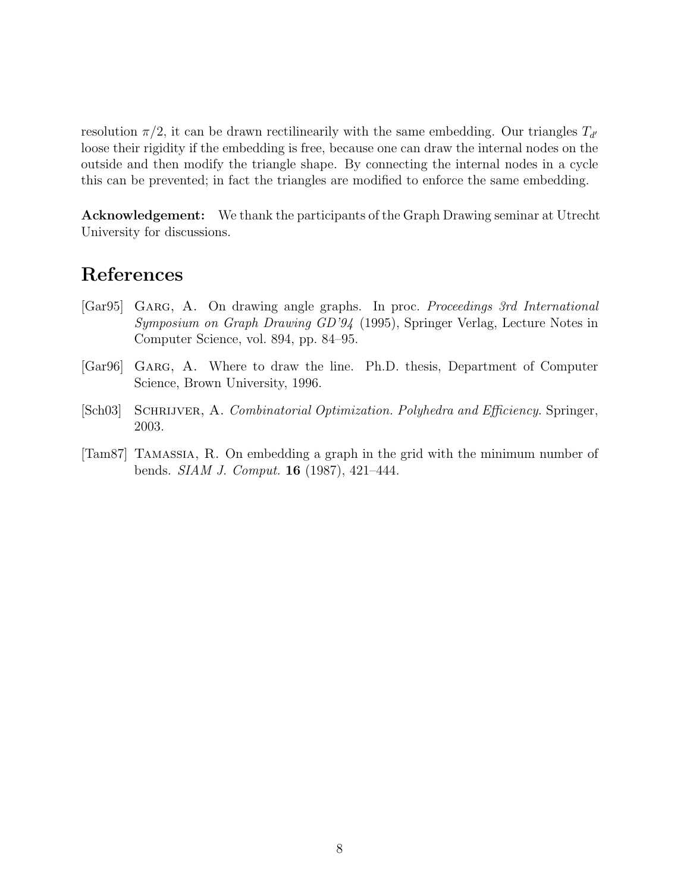resolution $\pi/2$, it can be drawn rectilinearily with the same embedding. Our triangles $T_{d'}$ loose their rigidity if the embedding is free, because one can draw the internal nodes on the outside and then modify the triangle shape. By connecting the internal nodes in a cycle this can be prevented; in fact the triangles are modified to enforce the same embedding.

**Acknowledgement:** We thank the participants of the Graph Drawing seminar at Utrecht University for discussions.

# References

[Gar95] Garg, A. On drawing angle graphs. In proc. *Proceedings 3rd International Symposium on Graph Drawing GD'94* (1995), Springer Verlag, Lecture Notes in Computer Science, vol. 894, pp. 84–95.

[Gar96] Garg, A. Where to draw the line. Ph.D. thesis, Department of Computer Science, Brown University, 1996.

[Sch03] Schrijver, A. *Combinatorial Optimization. Polyhedra and Efficiency.* Springer, 2003.

[Tam87] Tamassia, R. On embedding a graph in the grid with the minimum number of bends. *SIAM J. Comput.* **16** (1987), 421–444.